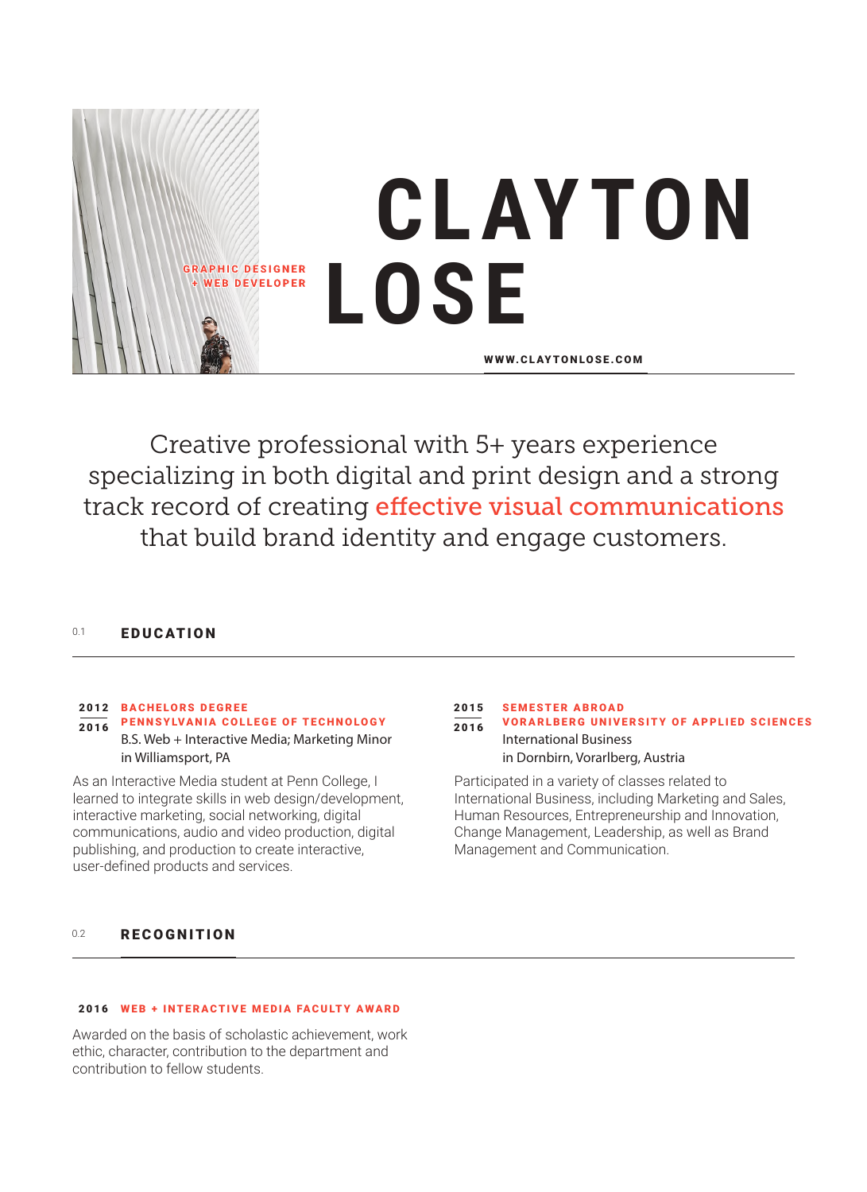# CLAYTON LOSE

**GRAPHIC DESIGNER + WEB DEVELOPER**

**WWW.CLAYTONLOSE.COM**

Creative professional with 5+ years experience specializing in both digital and print design and a strong track record of creating **effective visual communications** that build brand identity and engage customers.

## 0.1 EDUCATION

**2012 – 2016** **BACHELORS DEGREE**
**PENNSYLVANIA COLLEGE OF TECHNOLOGY**
B.S. Web + Interactive Media; Marketing Minor
in Williamsport, PA

As an Interactive Media student at Penn College, I learned to integrate skills in web design/development, interactive marketing, social networking, digital communications, audio and video production, digital publishing, and production to create interactive, user-defined products and services.

**2015 – 2016** **SEMESTER ABROAD**
**VORARLBERG UNIVERSITY OF APPLIED SCIENCES**
International Business
in Dornbirn, Vorarlberg, Austria

Participated in a variety of classes related to International Business, including Marketing and Sales, Human Resources, Entrepreneurship and Innovation, Change Management, Leadership, as well as Brand Management and Communication.

## 0.2 RECOGNITION

**2016** **WEB + INTERACTIVE MEDIA FACULTY AWARD**

Awarded on the basis of scholastic achievement, work ethic, character, contribution to the department and contribution to fellow students.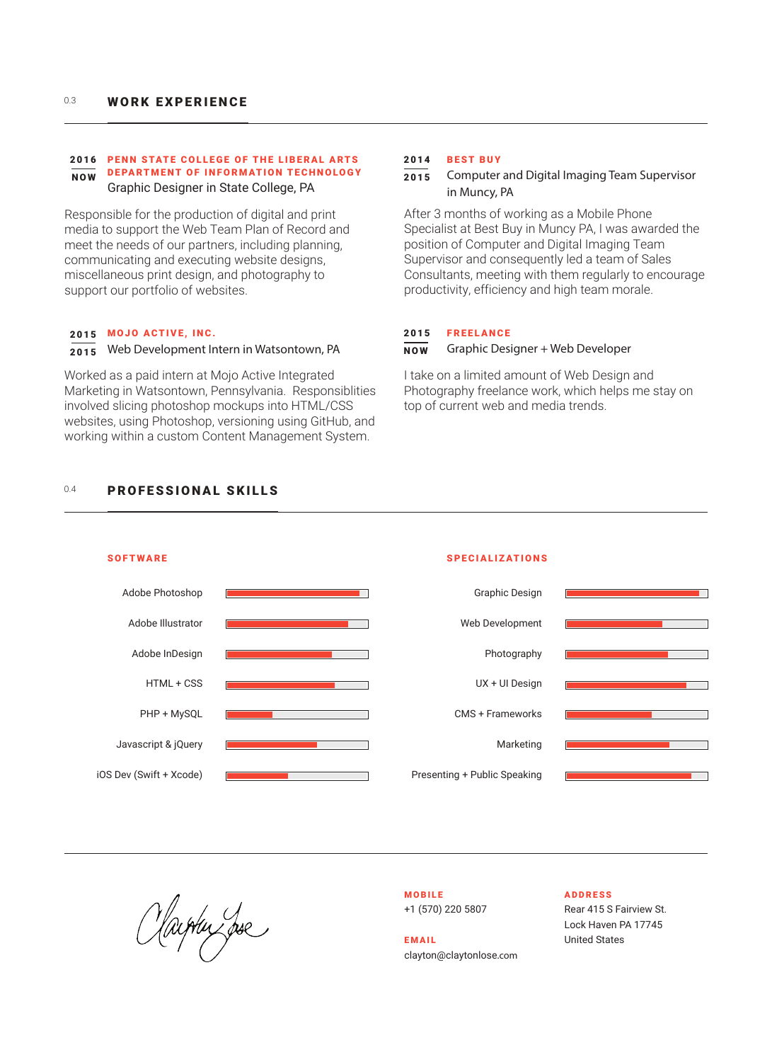## 0.3 WORK EXPERIENCE

**2016 – NOW**
**PENN STATE COLLEGE OF THE LIBERAL ARTS DEPARTMENT OF INFORMATION TECHNOLOGY**
Graphic Designer in State College, PA

Responsible for the production of digital and print media to support the Web Team Plan of Record and meet the needs of our partners, including planning, communicating and executing website designs, miscellaneous print design, and photography to support our portfolio of websites.

**2014 – 2015**
**BEST BUY**
Computer and Digital Imaging Team Supervisor in Muncy, PA

After 3 months of working as a Mobile Phone Specialist at Best Buy in Muncy PA, I was awarded the position of Computer and Digital Imaging Team Supervisor and consequently led a team of Sales Consultants, meeting with them regularly to encourage productivity, efficiency and high team morale.

**2015 – 2015**
**MOJO ACTIVE, INC.**
Web Development Intern in Watsontown, PA

Worked as a paid intern at Mojo Active Integrated Marketing in Watsontown, Pennsylvania. Responsiblities involved slicing photoshop mockups into HTML/CSS websites, using Photoshop, versioning using GitHub, and working within a custom Content Management System.

**2015 – NOW**
**FREELANCE**
Graphic Designer + Web Developer

I take on a limited amount of Web Design and Photography freelance work, which helps me stay on top of current web and media trends.

## 0.4 PROFESSIONAL SKILLS

**SOFTWARE**

Adobe Photoshop
Adobe Illustrator
Adobe InDesign
HTML + CSS
PHP + MySQL
Javascript & jQuery
iOS Dev (Swift + Xcode)

**SPECIALIZATIONS**

Graphic Design
Web Development
Photography
UX + UI Design
CMS + Frameworks
Marketing
Presenting + Public Speaking

---

**MOBILE**
+1 (570) 220 5807

**EMAIL**
clayton@claytonlose.com

**ADDRESS**
Rear 415 S Fairview St.
Lock Haven PA 17745
United States